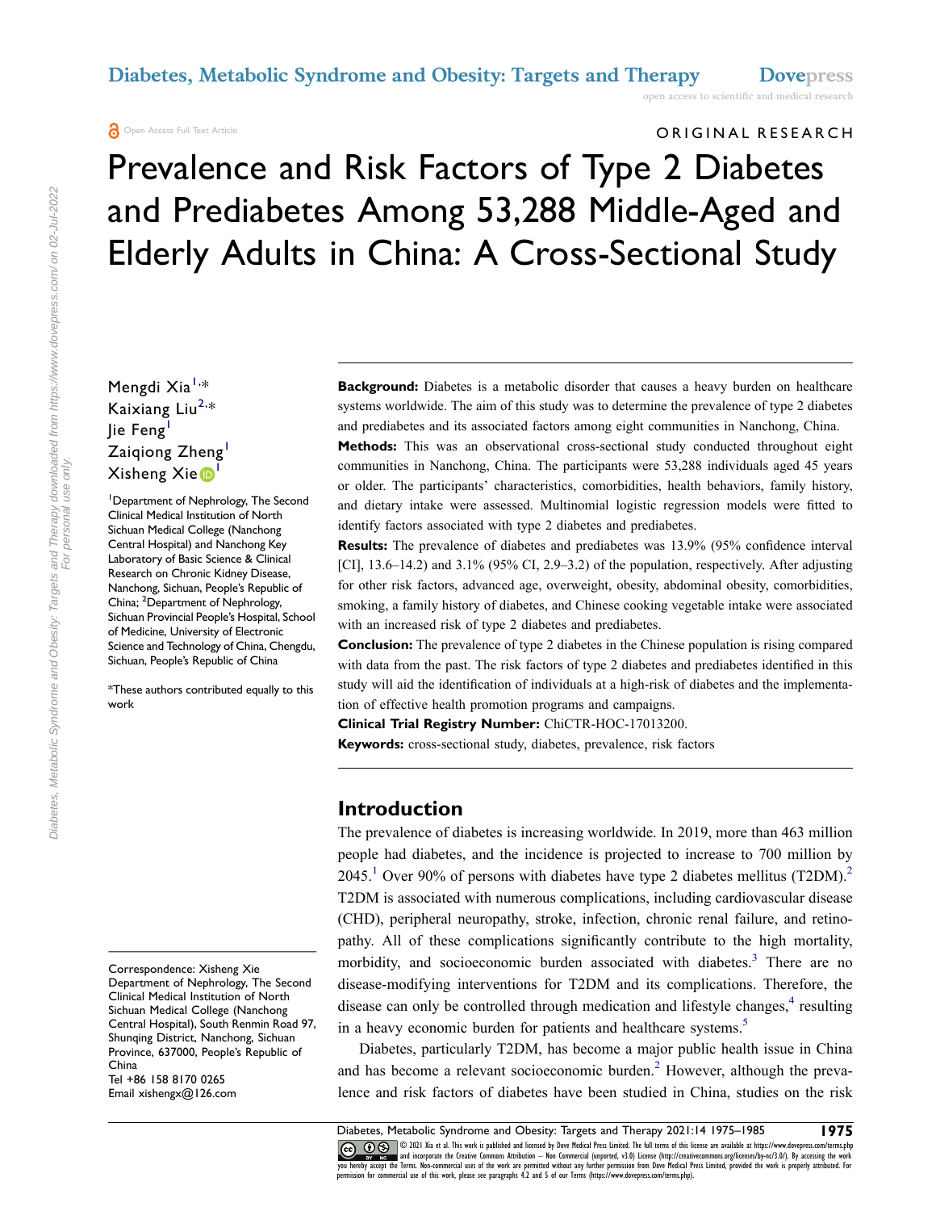ORIGINAL RESEARCH

# Prevalence and Risk Factors of Type 2 Diabetes and Prediabetes Among 53,288 Middle-Aged and Elderly Adults in China: A Cross-Sectional Study

Mengdi Xia[1,*]
Kaixiang Liu[2,*]
Jie Feng[1]
Zaiqiong Zheng[1]
Xisheng Xie[1]

[1]Department of Nephrology, The Second Clinical Medical Institution of North Sichuan Medical College (Nanchong Central Hospital) and Nanchong Key Laboratory of Basic Science & Clinical Research on Chronic Kidney Disease, Nanchong, Sichuan, People's Republic of China; [2]Department of Nephrology, Sichuan Provincial People's Hospital, School of Medicine, University of Electronic Science and Technology of China, Chengdu, Sichuan, People's Republic of China

*These authors contributed equally to this work

Correspondence: Xisheng Xie
Department of Nephrology, The Second Clinical Medical Institution of North Sichuan Medical College (Nanchong Central Hospital), South Renmin Road 97, Shunqing District, Nanchong, Sichuan Province, 637000, People's Republic of China
Tel +86 158 8170 0265
Email xishengx@126.com

**Background:** Diabetes is a metabolic disorder that causes a heavy burden on healthcare systems worldwide. The aim of this study was to determine the prevalence of type 2 diabetes and prediabetes and its associated factors among eight communities in Nanchong, China.

**Methods:** This was an observational cross-sectional study conducted throughout eight communities in Nanchong, China. The participants were 53,288 individuals aged 45 years or older. The participants' characteristics, comorbidities, health behaviors, family history, and dietary intake were assessed. Multinomial logistic regression models were fitted to identify factors associated with type 2 diabetes and prediabetes.

**Results:** The prevalence of diabetes and prediabetes was 13.9% (95% confidence interval [CI], 13.6–14.2) and 3.1% (95% CI, 2.9–3.2) of the population, respectively. After adjusting for other risk factors, advanced age, overweight, obesity, abdominal obesity, comorbidities, smoking, a family history of diabetes, and Chinese cooking vegetable intake were associated with an increased risk of type 2 diabetes and prediabetes.

**Conclusion:** The prevalence of type 2 diabetes in the Chinese population is rising compared with data from the past. The risk factors of type 2 diabetes and prediabetes identified in this study will aid the identification of individuals at a high-risk of diabetes and the implementation of effective health promotion programs and campaigns.

**Clinical Trial Registry Number:** ChiCTR-HOC-17013200.

**Keywords:** cross-sectional study, diabetes, prevalence, risk factors

## Introduction

The prevalence of diabetes is increasing worldwide. In 2019, more than 463 million people had diabetes, and the incidence is projected to increase to 700 million by 2045.[1] Over 90% of persons with diabetes have type 2 diabetes mellitus (T2DM).[2] T2DM is associated with numerous complications, including cardiovascular disease (CHD), peripheral neuropathy, stroke, infection, chronic renal failure, and retinopathy. All of these complications significantly contribute to the high mortality, morbidity, and socioeconomic burden associated with diabetes.[3] There are no disease-modifying interventions for T2DM and its complications. Therefore, the disease can only be controlled through medication and lifestyle changes,[4] resulting in a heavy economic burden for patients and healthcare systems.[5]

Diabetes, particularly T2DM, has become a major public health issue in China and has become a relevant socioeconomic burden.[2] However, although the prevalence and risk factors of diabetes have been studied in China, studies on the risk

© 2021 Xia et al. This work is published and licensed by Dove Medical Press Limited. The full terms of this license are available at https://www.dovepress.com/terms.php and incorporate the Creative Commons Attribution – Non Commercial (unported, v3.0) License (http://creativecommons.org/licenses/by-nc/3.0/). By accessing the work you hereby accept the Terms. Non-commercial uses of the work are permitted without any further permission from Dove Medical Press Limited, provided the work is properly attributed. For permission for commercial use of this work, please see paragraphs 4.2 and 5 of our Terms (https://www.dovepress.com/terms.php).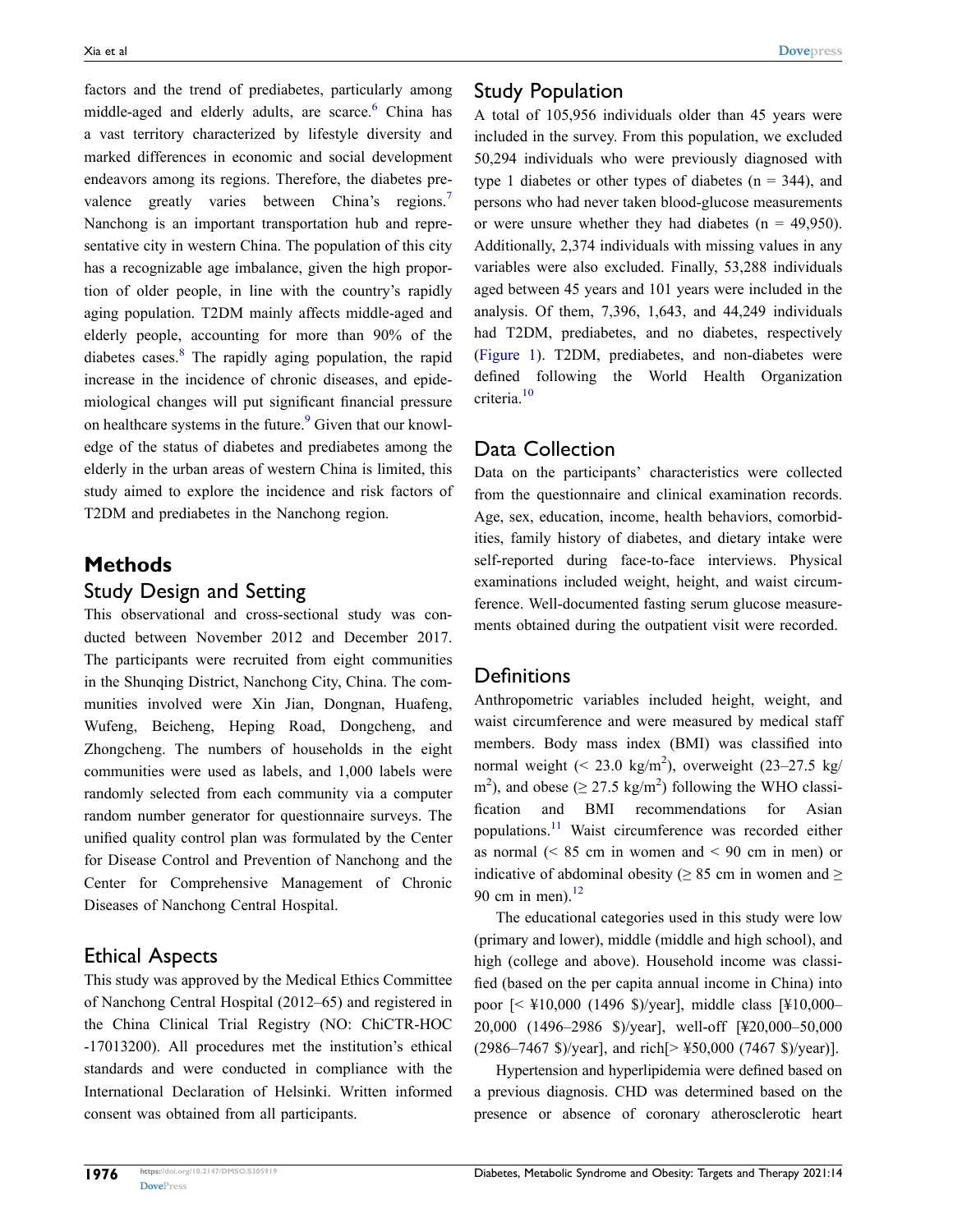factors and the trend of prediabetes, particularly among middle-aged and elderly adults, are scarce.[6] China has a vast territory characterized by lifestyle diversity and marked differences in economic and social development endeavors among its regions. Therefore, the diabetes prevalence greatly varies between China's regions.[7] Nanchong is an important transportation hub and representative city in western China. The population of this city has a recognizable age imbalance, given the high proportion of older people, in line with the country's rapidly aging population. T2DM mainly affects middle-aged and elderly people, accounting for more than 90% of the diabetes cases.[8] The rapidly aging population, the rapid increase in the incidence of chronic diseases, and epidemiological changes will put significant financial pressure on healthcare systems in the future.[9] Given that our knowledge of the status of diabetes and prediabetes among the elderly in the urban areas of western China is limited, this study aimed to explore the incidence and risk factors of T2DM and prediabetes in the Nanchong region.

# Methods

## Study Design and Setting

This observational and cross-sectional study was conducted between November 2012 and December 2017. The participants were recruited from eight communities in the Shunqing District, Nanchong City, China. The communities involved were Xin Jian, Dongnan, Huafeng, Wufeng, Beicheng, Heping Road, Dongcheng, and Zhongcheng. The numbers of households in the eight communities were used as labels, and 1,000 labels were randomly selected from each community via a computer random number generator for questionnaire surveys. The unified quality control plan was formulated by the Center for Disease Control and Prevention of Nanchong and the Center for Comprehensive Management of Chronic Diseases of Nanchong Central Hospital.

## Ethical Aspects

This study was approved by the Medical Ethics Committee of Nanchong Central Hospital (2012–65) and registered in the China Clinical Trial Registry (NO: ChiCTR-HOC-17013200). All procedures met the institution's ethical standards and were conducted in compliance with the International Declaration of Helsinki. Written informed consent was obtained from all participants.

## Study Population

A total of 105,956 individuals older than 45 years were included in the survey. From this population, we excluded 50,294 individuals who were previously diagnosed with type 1 diabetes or other types of diabetes (n = 344), and persons who had never taken blood-glucose measurements or were unsure whether they had diabetes (n = 49,950). Additionally, 2,374 individuals with missing values in any variables were also excluded. Finally, 53,288 individuals aged between 45 years and 101 years were included in the analysis. Of them, 7,396, 1,643, and 44,249 individuals had T2DM, prediabetes, and no diabetes, respectively (Figure 1). T2DM, prediabetes, and non-diabetes were defined following the World Health Organization criteria.[10]

## Data Collection

Data on the participants' characteristics were collected from the questionnaire and clinical examination records. Age, sex, education, income, health behaviors, comorbidities, family history of diabetes, and dietary intake were self-reported during face-to-face interviews. Physical examinations included weight, height, and waist circumference. Well-documented fasting serum glucose measurements obtained during the outpatient visit were recorded.

## Definitions

Anthropometric variables included height, weight, and waist circumference and were measured by medical staff members. Body mass index (BMI) was classified into normal weight (< 23.0 kg/m$^2$), overweight (23–27.5 kg/m$^2$), and obese (≥ 27.5 kg/m$^2$) following the WHO classification and BMI recommendations for Asian populations.[11] Waist circumference was recorded either as normal (< 85 cm in women and < 90 cm in men) or indicative of abdominal obesity (≥ 85 cm in women and ≥ 90 cm in men).[12]

The educational categories used in this study were low (primary and lower), middle (middle and high school), and high (college and above). Household income was classified (based on the per capita annual income in China) into poor [< ¥10,000 (1496 $)/year], middle class [¥10,000–20,000 (1496–2986 $)/year], well-off [¥20,000–50,000 (2986–7467 $)/year], and rich[> ¥50,000 (7467 $)/year)].

Hypertension and hyperlipidemia were defined based on a previous diagnosis. CHD was determined based on the presence or absence of coronary atherosclerotic heart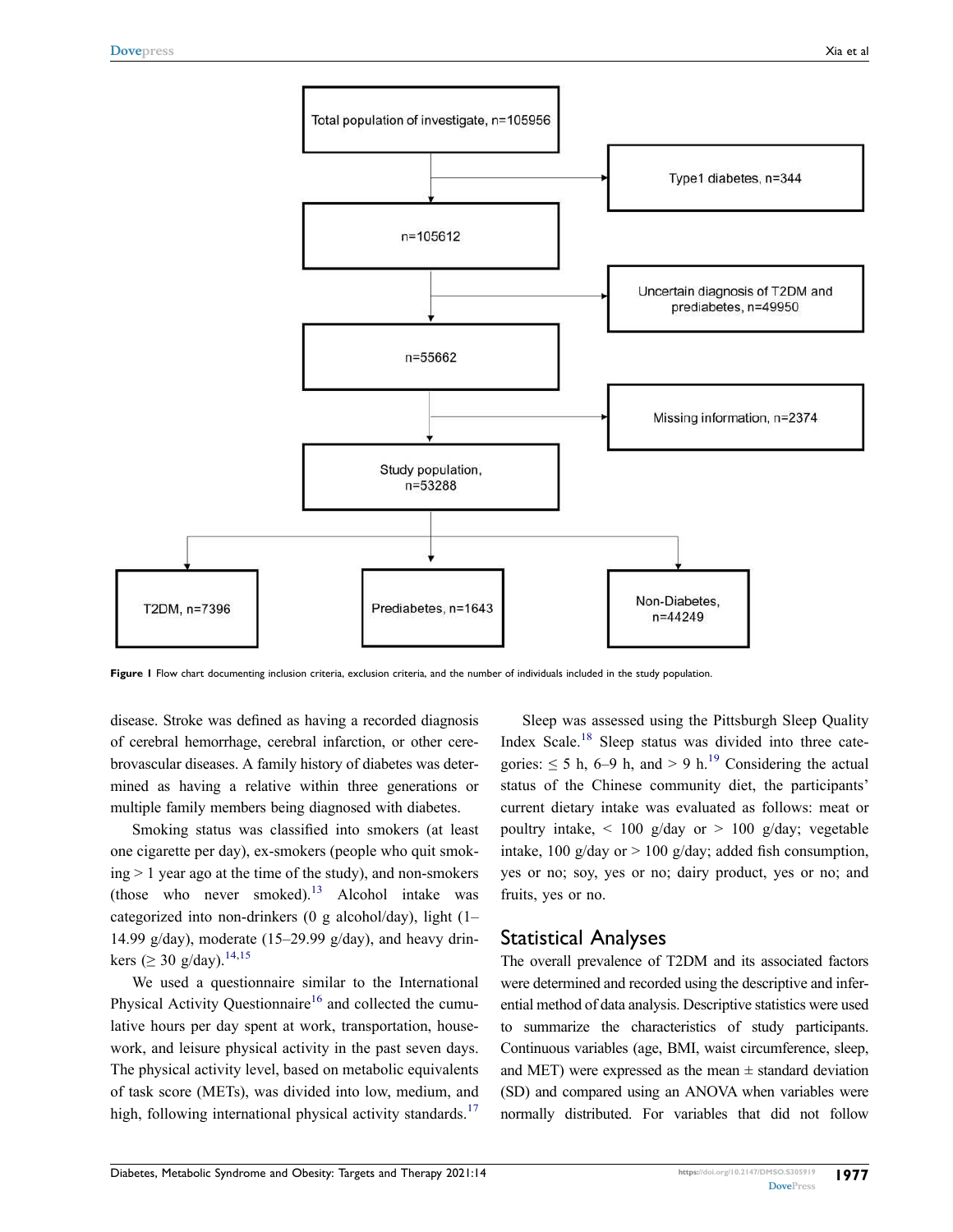Figure 1 Flow chart documenting inclusion criteria, exclusion criteria, and the number of individuals included in the study population.

disease. Stroke was defined as having a recorded diagnosis of cerebral hemorrhage, cerebral infarction, or other cerebrovascular diseases. A family history of diabetes was determined as having a relative within three generations or multiple family members being diagnosed with diabetes.

Smoking status was classified into smokers (at least one cigarette per day), ex-smokers (people who quit smoking > 1 year ago at the time of the study), and non-smokers (those who never smoked).[13] Alcohol intake was categorized into non-drinkers (0 g alcohol/day), light (1–14.99 g/day), moderate (15–29.99 g/day), and heavy drinkers (≥ 30 g/day).[14,15]

We used a questionnaire similar to the International Physical Activity Questionnaire[16] and collected the cumulative hours per day spent at work, transportation, housework, and leisure physical activity in the past seven days. The physical activity level, based on metabolic equivalents of task score (METs), was divided into low, medium, and high, following international physical activity standards.[17]

Sleep was assessed using the Pittsburgh Sleep Quality Index Scale.[18] Sleep status was divided into three categories: ≤ 5 h, 6–9 h, and > 9 h.[19] Considering the actual status of the Chinese community diet, the participants' current dietary intake was evaluated as follows: meat or poultry intake, < 100 g/day or > 100 g/day; vegetable intake, 100 g/day or > 100 g/day; added fish consumption, yes or no; soy, yes or no; dairy product, yes or no; and fruits, yes or no.

## Statistical Analyses

The overall prevalence of T2DM and its associated factors were determined and recorded using the descriptive and inferential method of data analysis. Descriptive statistics were used to summarize the characteristics of study participants. Continuous variables (age, BMI, waist circumference, sleep, and MET) were expressed as the mean ± standard deviation (SD) and compared using an ANOVA when variables were normally distributed. For variables that did not follow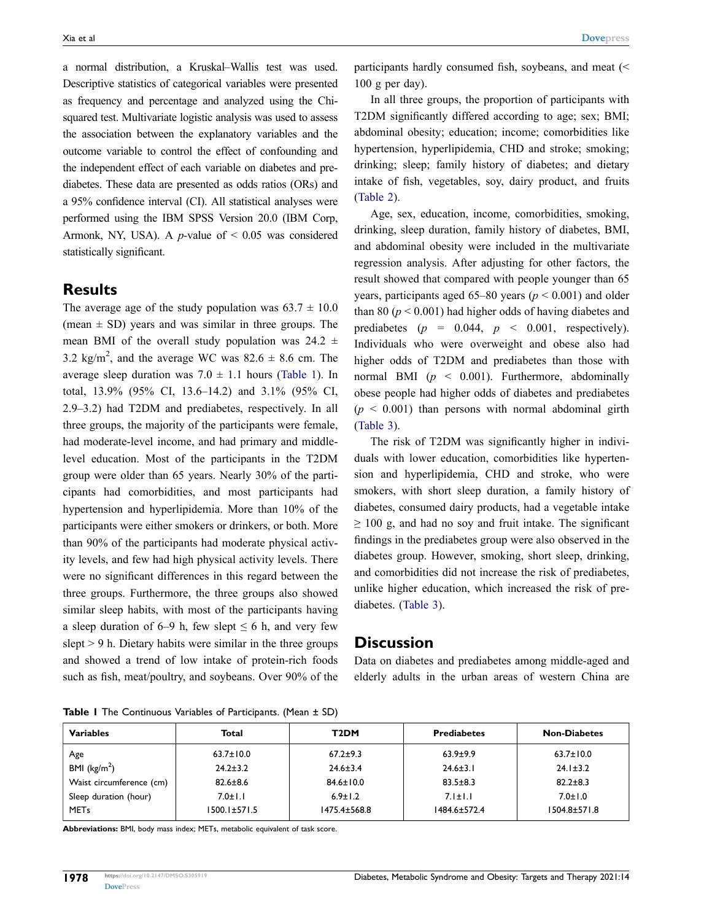a normal distribution, a Kruskal–Wallis test was used. Descriptive statistics of categorical variables were presented as frequency and percentage and analyzed using the Chi-squared test. Multivariate logistic analysis was used to assess the association between the explanatory variables and the outcome variable to control the effect of confounding and the independent effect of each variable on diabetes and prediabetes. These data are presented as odds ratios (ORs) and a 95% confidence interval (CI). All statistical analyses were performed using the IBM SPSS Version 20.0 (IBM Corp, Armonk, NY, USA). A $p$-value of $< 0.05$ was considered statistically significant.

## Results

The average age of the study population was $63.7 \pm 10.0$ (mean $\pm$ SD) years and was similar in three groups. The mean BMI of the overall study population was $24.2 \pm 3.2$ kg/m$^2$, and the average WC was $82.6 \pm 8.6$ cm. The average sleep duration was $7.0 \pm 1.1$ hours (Table 1). In total, 13.9% (95% CI, 13.6–14.2) and 3.1% (95% CI, 2.9–3.2) had T2DM and prediabetes, respectively. In all three groups, the majority of the participants were female, had moderate-level income, and had primary and middle-level education. Most of the participants in the T2DM group were older than 65 years. Nearly 30% of the participants had comorbidities, and most participants had hypertension and hyperlipidemia. More than 10% of the participants were either smokers or drinkers, or both. More than 90% of the participants had moderate physical activity levels, and few had high physical activity levels. There were no significant differences in this regard between the three groups. Furthermore, the three groups also showed similar sleep habits, with most of the participants having a sleep duration of 6–9 h, few slept $\leq 6$ h, and very few slept $> 9$ h. Dietary habits were similar in the three groups and showed a trend of low intake of protein-rich foods such as fish, meat/poultry, and soybeans. Over 90% of the participants hardly consumed fish, soybeans, and meat ($<$ 100 g per day).

In all three groups, the proportion of participants with T2DM significantly differed according to age; sex; BMI; abdominal obesity; education; income; comorbidities like hypertension, hyperlipidemia, CHD and stroke; smoking; drinking; sleep; family history of diabetes; and dietary intake of fish, vegetables, soy, dairy product, and fruits (Table 2).

Age, sex, education, income, comorbidities, smoking, drinking, sleep duration, family history of diabetes, BMI, and abdominal obesity were included in the multivariate regression analysis. After adjusting for other factors, the result showed that compared with people younger than 65 years, participants aged 65–80 years ($p < 0.001$) and older than 80 ($p < 0.001$) had higher odds of having diabetes and prediabetes ($p = 0.044$, $p < 0.001$, respectively). Individuals who were overweight and obese also had higher odds of T2DM and prediabetes than those with normal BMI ($p < 0.001$). Furthermore, abdominally obese people had higher odds of diabetes and prediabetes ($p < 0.001$) than persons with normal abdominal girth (Table 3).

The risk of T2DM was significantly higher in individuals with lower education, comorbidities like hypertension and hyperlipidemia, CHD and stroke, who were smokers, with short sleep duration, a family history of diabetes, consumed dairy products, had a vegetable intake $\geq 100$ g, and had no soy and fruit intake. The significant findings in the prediabetes group were also observed in the diabetes group. However, smoking, short sleep, drinking, and comorbidities did not increase the risk of prediabetes, unlike higher education, which increased the risk of prediabetes. (Table 3).

## Discussion

Data on diabetes and prediabetes among middle-aged and elderly adults in the urban areas of western China are

**Table 1** The Continuous Variables of Participants. (Mean ± SD)

| Variables | Total | T2DM | Prediabetes | Non-Diabetes |
|---|---|---|---|---|
| Age | 63.7±10.0 | 67.2±9.3 | 63.9±9.9 | 63.7±10.0 |
| BMI (kg/m$^2$) | 24.2±3.2 | 24.6±3.4 | 24.6±3.1 | 24.1±3.2 |
| Waist circumference (cm) | 82.6±8.6 | 84.6±10.0 | 83.5±8.3 | 82.2±8.3 |
| Sleep duration (hour) | 7.0±1.1 | 6.9±1.2 | 7.1±1.1 | 7.0±1.0 |
| METs | 1500.1±571.5 | 1475.4±568.8 | 1484.6±572.4 | 1504.8±571.8 |

**Abbreviations:** BMI, body mass index; METs, metabolic equivalent of task score.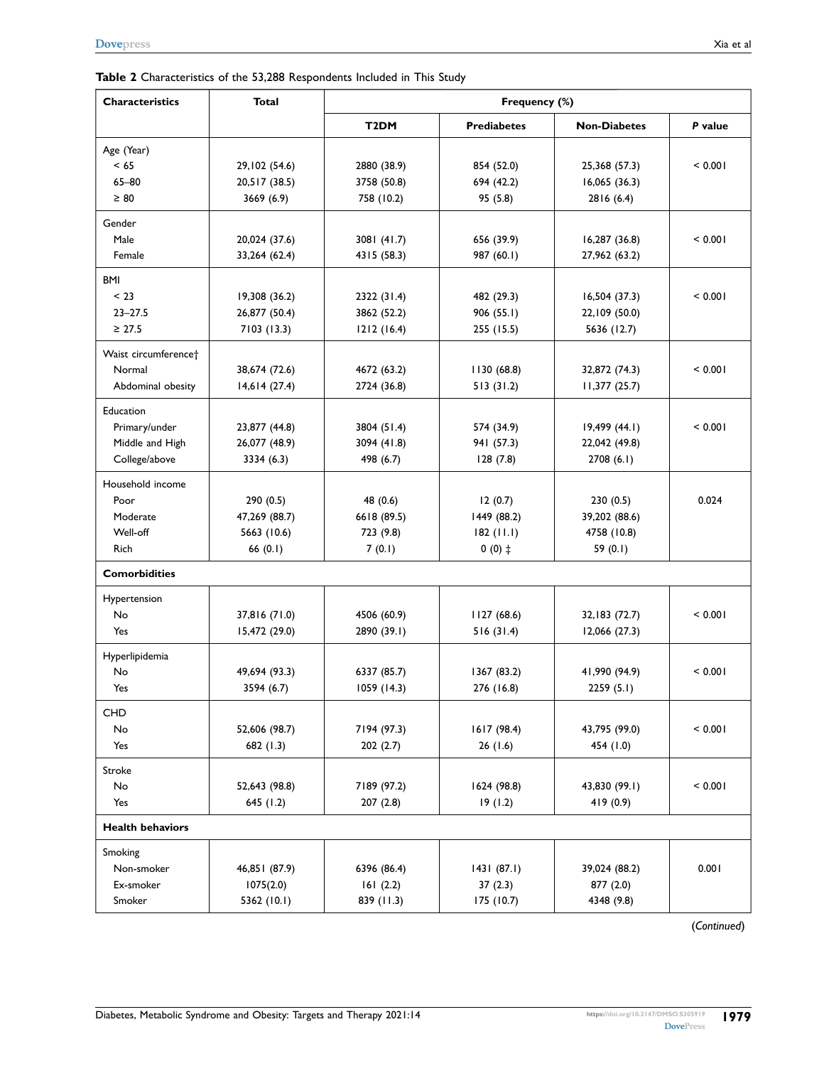**Table 2** Characteristics of the 53,288 Respondents Included in This Study

| Characteristics | Total | Frequency (%) | | | |
|---|---|---|---|---|---|
| | | **T2DM** | **Prediabetes** | **Non-Diabetes** | ***P* value** |
| Age (Year) | | | | | |
| < 65 | 29,102 (54.6) | 2880 (38.9) | 854 (52.0) | 25,368 (57.3) | < 0.001 |
| 65–80 | 20,517 (38.5) | 3758 (50.8) | 694 (42.2) | 16,065 (36.3) | |
| ≥ 80 | 3669 (6.9) | 758 (10.2) | 95 (5.8) | 2816 (6.4) | |
| Gender | | | | | |
| Male | 20,024 (37.6) | 3081 (41.7) | 656 (39.9) | 16,287 (36.8) | < 0.001 |
| Female | 33,264 (62.4) | 4315 (58.3) | 987 (60.1) | 27,962 (63.2) | |
| BMI | | | | | |
| < 23 | 19,308 (36.2) | 2322 (31.4) | 482 (29.3) | 16,504 (37.3) | < 0.001 |
| 23–27.5 | 26,877 (50.4) | 3862 (52.2) | 906 (55.1) | 22,109 (50.0) | |
| ≥ 27.5 | 7103 (13.3) | 1212 (16.4) | 255 (15.5) | 5636 (12.7) | |
| Waist circumference† | | | | | |
| Normal | 38,674 (72.6) | 4672 (63.2) | 1130 (68.8) | 32,872 (74.3) | < 0.001 |
| Abdominal obesity | 14,614 (27.4) | 2724 (36.8) | 513 (31.2) | 11,377 (25.7) | |
| Education | | | | | |
| Primary/under | 23,877 (44.8) | 3804 (51.4) | 574 (34.9) | 19,499 (44.1) | < 0.001 |
| Middle and High | 26,077 (48.9) | 3094 (41.8) | 941 (57.3) | 22,042 (49.8) | |
| College/above | 3334 (6.3) | 498 (6.7) | 128 (7.8) | 2708 (6.1) | |
| Household income | | | | | |
| Poor | 290 (0.5) | 48 (0.6) | 12 (0.7) | 230 (0.5) | 0.024 |
| Moderate | 47,269 (88.7) | 6618 (89.5) | 1449 (88.2) | 39,202 (88.6) | |
| Well-off | 5663 (10.6) | 723 (9.8) | 182 (11.1) | 4758 (10.8) | |
| Rich | 66 (0.1) | 7 (0.1) | 0 (0) ‡ | 59 (0.1) | |
| **Comorbidities** | | | | | |
| Hypertension | | | | | |
| No | 37,816 (71.0) | 4506 (60.9) | 1127 (68.6) | 32,183 (72.7) | < 0.001 |
| Yes | 15,472 (29.0) | 2890 (39.1) | 516 (31.4) | 12,066 (27.3) | |
| Hyperlipidemia | | | | | |
| No | 49,694 (93.3) | 6337 (85.7) | 1367 (83.2) | 41,990 (94.9) | < 0.001 |
| Yes | 3594 (6.7) | 1059 (14.3) | 276 (16.8) | 2259 (5.1) | |
| CHD | | | | | |
| No | 52,606 (98.7) | 7194 (97.3) | 1617 (98.4) | 43,795 (99.0) | < 0.001 |
| Yes | 682 (1.3) | 202 (2.7) | 26 (1.6) | 454 (1.0) | |
| Stroke | | | | | |
| No | 52,643 (98.8) | 7189 (97.2) | 1624 (98.8) | 43,830 (99.1) | < 0.001 |
| Yes | 645 (1.2) | 207 (2.8) | 19 (1.2) | 419 (0.9) | |
| **Health behaviors** | | | | | |
| Smoking | | | | | |
| Non-smoker | 46,851 (87.9) | 6396 (86.4) | 1431 (87.1) | 39,024 (88.2) | 0.001 |
| Ex-smoker | 1075(2.0) | 161 (2.2) | 37 (2.3) | 877 (2.0) | |
| Smoker | 5362 (10.1) | 839 (11.3) | 175 (10.7) | 4348 (9.8) | |

(*Continued*)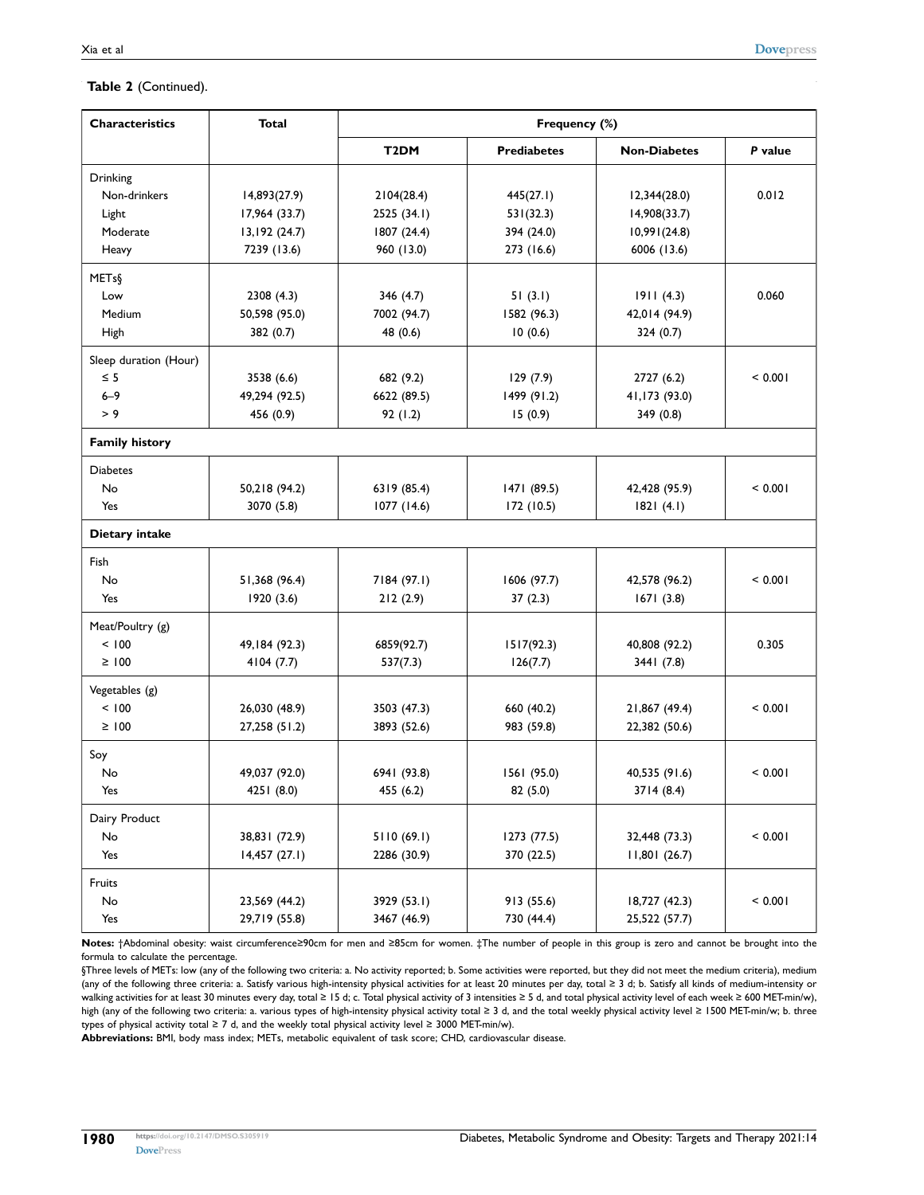**Table 2** (Continued).

| Characteristics | Total | Frequency (%) | | | |
|---|---|---|---|---|---|
| | | T2DM | Prediabetes | Non-Diabetes | *P* value |
| Drinking | | | | | |
| Non-drinkers | 14,893(27.9) | 2104(28.4) | 445(27.1) | 12,344(28.0) | 0.012 |
| Light | 17,964 (33.7) | 2525 (34.1) | 531(32.3) | 14,908(33.7) | |
| Moderate | 13,192 (24.7) | 1807 (24.4) | 394 (24.0) | 10,991(24.8) | |
| Heavy | 7239 (13.6) | 960 (13.0) | 273 (16.6) | 6006 (13.6) | |
| METs§ | | | | | |
| Low | 2308 (4.3) | 346 (4.7) | 51 (3.1) | 1911 (4.3) | 0.060 |
| Medium | 50,598 (95.0) | 7002 (94.7) | 1582 (96.3) | 42,014 (94.9) | |
| High | 382 (0.7) | 48 (0.6) | 10 (0.6) | 324 (0.7) | |
| Sleep duration (Hour) | | | | | |
| ≤ 5 | 3538 (6.6) | 682 (9.2) | 129 (7.9) | 2727 (6.2) | < 0.001 |
| 6–9 | 49,294 (92.5) | 6622 (89.5) | 1499 (91.2) | 41,173 (93.0) | |
| > 9 | 456 (0.9) | 92 (1.2) | 15 (0.9) | 349 (0.8) | |
| **Family history** | | | | | |
| Diabetes | | | | | |
| No | 50,218 (94.2) | 6319 (85.4) | 1471 (89.5) | 42,428 (95.9) | < 0.001 |
| Yes | 3070 (5.8) | 1077 (14.6) | 172 (10.5) | 1821 (4.1) | |
| **Dietary intake** | | | | | |
| Fish | | | | | |
| No | 51,368 (96.4) | 7184 (97.1) | 1606 (97.7) | 42,578 (96.2) | < 0.001 |
| Yes | 1920 (3.6) | 212 (2.9) | 37 (2.3) | 1671 (3.8) | |
| Meat/Poultry (g) | | | | | |
| < 100 | 49,184 (92.3) | 6859(92.7) | 1517(92.3) | 40,808 (92.2) | 0.305 |
| ≥ 100 | 4104 (7.7) | 537(7.3) | 126(7.7) | 3441 (7.8) | |
| Vegetables (g) | | | | | |
| < 100 | 26,030 (48.9) | 3503 (47.3) | 660 (40.2) | 21,867 (49.4) | < 0.001 |
| ≥ 100 | 27,258 (51.2) | 3893 (52.6) | 983 (59.8) | 22,382 (50.6) | |
| Soy | | | | | |
| No | 49,037 (92.0) | 6941 (93.8) | 1561 (95.0) | 40,535 (91.6) | < 0.001 |
| Yes | 4251 (8.0) | 455 (6.2) | 82 (5.0) | 3714 (8.4) | |
| Dairy Product | | | | | |
| No | 38,831 (72.9) | 5110 (69.1) | 1273 (77.5) | 32,448 (73.3) | < 0.001 |
| Yes | 14,457 (27.1) | 2286 (30.9) | 370 (22.5) | 11,801 (26.7) | |
| Fruits | | | | | |
| No | 23,569 (44.2) | 3929 (53.1) | 913 (55.6) | 18,727 (42.3) | < 0.001 |
| Yes | 29,719 (55.8) | 3467 (46.9) | 730 (44.4) | 25,522 (57.7) | |

**Notes:** †Abdominal obesity: waist circumference≥90cm for men and ≥85cm for women. ‡The number of people in this group is zero and cannot be brought into the formula to calculate the percentage.

§Three levels of METs: low (any of the following two criteria: a. No activity reported; b. Some activities were reported, but they did not meet the medium criteria), medium (any of the following three criteria: a. Satisfy various high-intensity physical activities for at least 20 minutes per day, total ≥ 3 d; b. Satisfy all kinds of medium-intensity or walking activities for at least 30 minutes every day, total ≥ 15 d; c. Total physical activity of 3 intensities ≥ 5 d, and total physical activity level of each week ≥ 600 MET-min/w), high (any of the following two criteria: a. various types of high-intensity physical activity total ≥ 3 d, and the total weekly physical activity level ≥ 1500 MET-min/w; b. three types of physical activity total ≥ 7 d, and the weekly total physical activity level ≥ 3000 MET-min/w).

**Abbreviations:** BMI, body mass index; METs, metabolic equivalent of task score; CHD, cardiovascular disease.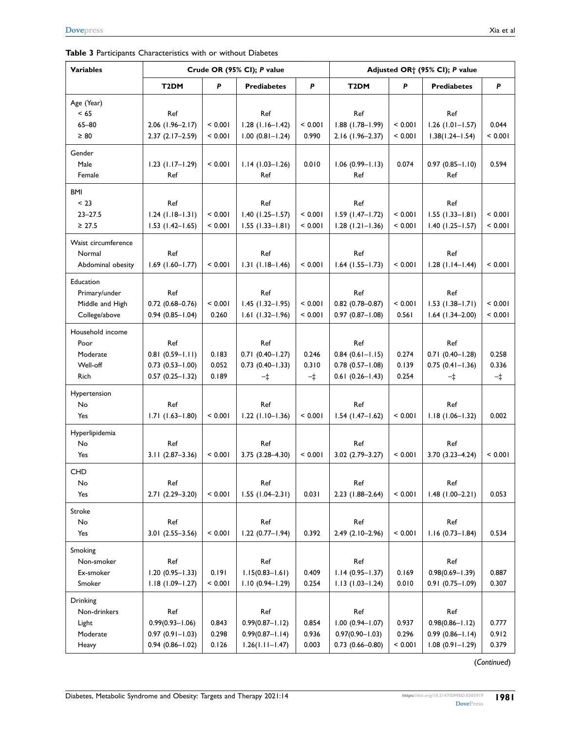**Table 3** Participants Characteristics with or without Diabetes

| Variables | Crude OR (95% CI); *P* value | | | | Adjusted OR† (95% CI); *P* value | | | |
|---|---|---|---|---|---|---|---|---|
| | T2DM | *P* | Prediabetes | *P* | T2DM | *P* | Prediabetes | *P* |
| Age (Year) | | | | | | | | |
| < 65 | Ref | | Ref | | Ref | | Ref | |
| 65–80 | 2.06 (1.96–2.17) | < 0.001 | 1.28 (1.16–1.42) | < 0.001 | 1.88 (1.78–1.99) | < 0.001 | 1.26 (1.01–1.57) | 0.044 |
| ≥ 80 | 2.37 (2.17–2.59) | < 0.001 | 1.00 (0.81–1.24) | 0.990 | 2.16 (1.96–2.37) | < 0.001 | 1.38(1.24–1.54) | < 0.001 |
| Gender | | | | | | | | |
| Male | 1.23 (1.17–1.29) | < 0.001 | 1.14 (1.03–1.26) | 0.010 | 1.06 (0.99–1.13) | 0.074 | 0.97 (0.85–1.10) | 0.594 |
| Female | Ref | | Ref | | Ref | | Ref | |
| BMI | | | | | | | | |
| < 23 | Ref | | Ref | | Ref | | Ref | |
| 23–27.5 | 1.24 (1.18–1.31) | < 0.001 | 1.40 (1.25–1.57) | < 0.001 | 1.59 (1.47–1.72) | < 0.001 | 1.55 (1.33–1.81) | < 0.001 |
| ≥ 27.5 | 1.53 (1.42–1.65) | < 0.001 | 1.55 (1.33–1.81) | < 0.001 | 1.28 (1.21–1.36) | < 0.001 | 1.40 (1.25–1.57) | < 0.001 |
| Waist circumference | | | | | | | | |
| Normal | Ref | | Ref | | Ref | | Ref | |
| Abdominal obesity | 1.69 (1.60–1.77) | < 0.001 | 1.31 (1.18–1.46) | < 0.001 | 1.64 (1.55–1.73) | < 0.001 | 1.28 (1.14–1.44) | < 0.001 |
| Education | | | | | | | | |
| Primary/under | Ref | | Ref | | Ref | | Ref | |
| Middle and High | 0.72 (0.68–0.76) | < 0.001 | 1.45 (1.32–1.95) | < 0.001 | 0.82 (0.78–0.87) | < 0.001 | 1.53 (1.38–1.71) | < 0.001 |
| College/above | 0.94 (0.85–1.04) | 0.260 | 1.61 (1.32–1.96) | < 0.001 | 0.97 (0.87–1.08) | 0.561 | 1.64 (1.34–2.00) | < 0.001 |
| Household income | | | | | | | | |
| Poor | Ref | | Ref | | Ref | | Ref | |
| Moderate | 0.81 (0.59–1.11) | 0.183 | 0.71 (0.40–1.27) | 0.246 | 0.84 (0.61–1.15) | 0.274 | 0.71 (0.40–1.28) | 0.258 |
| Well-off | 0.73 (0.53–1.00) | 0.052 | 0.73 (0.40–1.33) | 0.310 | 0.78 (0.57–1.08) | 0.139 | 0.75 (0.41–1.36) | 0.336 |
| Rich | 0.57 (0.25–1.32) | 0.189 | –‡ | –‡ | 0.61 (0.26–1.43) | 0.254 | –‡ | –‡ |
| Hypertension | | | | | | | | |
| No | Ref | | Ref | | Ref | | Ref | |
| Yes | 1.71 (1.63–1.80) | < 0.001 | 1.22 (1.10–1.36) | < 0.001 | 1.54 (1.47–1.62) | < 0.001 | 1.18 (1.06–1.32) | 0.002 |
| Hyperlipidemia | | | | | | | | |
| No | Ref | | Ref | | Ref | | Ref | |
| Yes | 3.11 (2.87–3.36) | < 0.001 | 3.75 (3.28–4.30) | < 0.001 | 3.02 (2.79–3.27) | < 0.001 | 3.70 (3.23–4.24) | < 0.001 |
| CHD | | | | | | | | |
| No | Ref | | Ref | | Ref | | Ref | |
| Yes | 2.71 (2.29–3.20) | < 0.001 | 1.55 (1.04–2.31) | 0.031 | 2.23 (1.88–2.64) | < 0.001 | 1.48 (1.00–2.21) | 0.053 |
| Stroke | | | | | | | | |
| No | Ref | | Ref | | Ref | | Ref | |
| Yes | 3.01 (2.55–3.56) | < 0.001 | 1.22 (0.77–1.94) | 0.392 | 2.49 (2.10–2.96) | < 0.001 | 1.16 (0.73–1.84) | 0.534 |
| Smoking | | | | | | | | |
| Non-smoker | Ref | | Ref | | Ref | | Ref | |
| Ex-smoker | 1.20 (0.95–1.33) | 0.191 | 1.15(0.83–1.61) | 0.409 | 1.14 (0.95–1.37) | 0.169 | 0.98(0.69–1.39) | 0.887 |
| Smoker | 1.18 (1.09–1.27) | < 0.001 | 1.10 (0.94–1.29) | 0.254 | 1.13 (1.03–1.24) | 0.010 | 0.91 (0.75–1.09) | 0.307 |
| Drinking | | | | | | | | |
| Non-drinkers | Ref | | Ref | | Ref | | Ref | |
| Light | 0.99(0.93–1.06) | 0.843 | 0.99(0.87–1.12) | 0.854 | 1.00 (0.94–1.07) | 0.937 | 0.98(0.86–1.12) | 0.777 |
| Moderate | 0.97 (0.91–1.03) | 0.298 | 0.99(0.87–1.14) | 0.936 | 0.97(0.90–1.03) | 0.296 | 0.99 (0.86–1.14) | 0.912 |
| Heavy | 0.94 (0.86–1.02) | 0.126 | 1.26(1.11–1.47) | 0.003 | 0.73 (0.66–0.80) | < 0.001 | 1.08 (0.91–1.29) | 0.379 |

(*Continued*)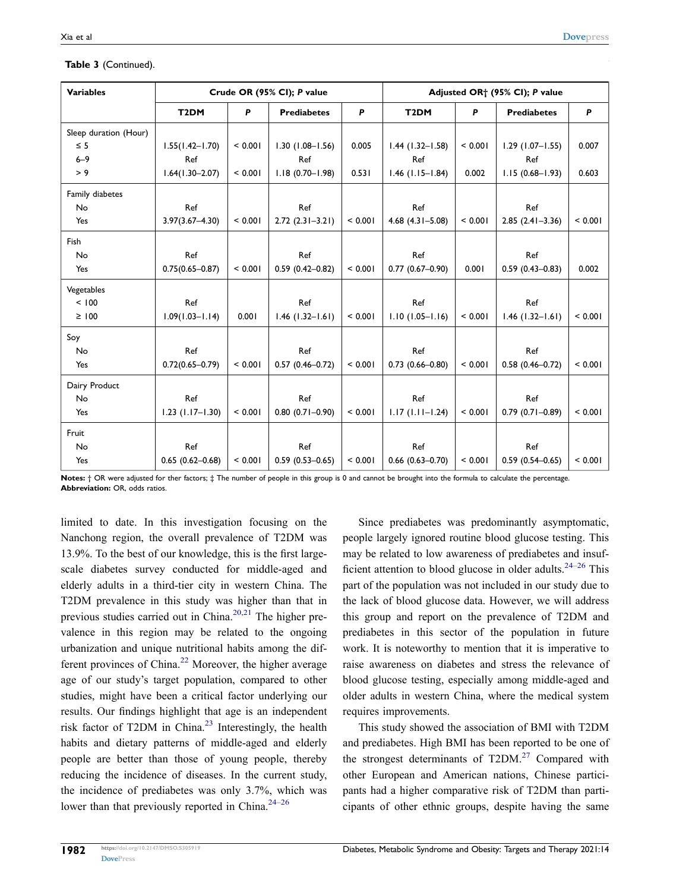**Table 3** (Continued).

| Variables | Crude OR (95% CI); *P* value | | | | Adjusted OR† (95% CI); *P* value | | | |
|---|---|---|---|---|---|---|---|---|
| | **T2DM** | ***P*** | **Prediabetes** | ***P*** | **T2DM** | ***P*** | **Prediabetes** | ***P*** |
| Sleep duration (Hour) | | | | | | | | |
| ≤ 5 | 1.55(1.42–1.70) | < 0.001 | 1.30 (1.08–1.56) | 0.005 | 1.44 (1.32–1.58) | < 0.001 | 1.29 (1.07–1.55) | 0.007 |
| 6–9 | Ref | | Ref | | Ref | | Ref | |
| > 9 | 1.64(1.30–2.07) | < 0.001 | 1.18 (0.70–1.98) | 0.531 | 1.46 (1.15–1.84) | 0.002 | 1.15 (0.68–1.93) | 0.603 |
| Family diabetes | | | | | | | | |
| No | Ref | | Ref | | Ref | | Ref | |
| Yes | 3.97(3.67–4.30) | < 0.001 | 2.72 (2.31–3.21) | < 0.001 | 4.68 (4.31–5.08) | < 0.001 | 2.85 (2.41–3.36) | < 0.001 |
| Fish | | | | | | | | |
| No | Ref | | Ref | | Ref | | Ref | |
| Yes | 0.75(0.65–0.87) | < 0.001 | 0.59 (0.42–0.82) | < 0.001 | 0.77 (0.67–0.90) | 0.001 | 0.59 (0.43–0.83) | 0.002 |
| Vegetables | | | | | | | | |
| < 100 | Ref | | Ref | | Ref | | Ref | |
| ≥ 100 | 1.09(1.03–1.14) | 0.001 | 1.46 (1.32–1.61) | < 0.001 | 1.10 (1.05–1.16) | < 0.001 | 1.46 (1.32–1.61) | < 0.001 |
| Soy | | | | | | | | |
| No | Ref | | Ref | | Ref | | Ref | |
| Yes | 0.72(0.65–0.79) | < 0.001 | 0.57 (0.46–0.72) | < 0.001 | 0.73 (0.66–0.80) | < 0.001 | 0.58 (0.46–0.72) | < 0.001 |
| Dairy Product | | | | | | | | |
| No | Ref | | Ref | | Ref | | Ref | |
| Yes | 1.23 (1.17–1.30) | < 0.001 | 0.80 (0.71–0.90) | < 0.001 | 1.17 (1.11–1.24) | < 0.001 | 0.79 (0.71–0.89) | < 0.001 |
| Fruit | | | | | | | | |
| No | Ref | | Ref | | Ref | | Ref | |
| Yes | 0.65 (0.62–0.68) | < 0.001 | 0.59 (0.53–0.65) | < 0.001 | 0.66 (0.63–0.70) | < 0.001 | 0.59 (0.54–0.65) | < 0.001 |

**Notes:** † OR were adjusted for ther factors; ‡ The number of people in this group is 0 and cannot be brought into the formula to calculate the percentage.
**Abbreviation:** OR, odds ratios.

limited to date. In this investigation focusing on the Nanchong region, the overall prevalence of T2DM was 13.9%. To the best of our knowledge, this is the first large-scale diabetes survey conducted for middle-aged and elderly adults in a third-tier city in western China. The T2DM prevalence in this study was higher than that in previous studies carried out in China.[20,21] The higher prevalence in this region may be related to the ongoing urbanization and unique nutritional habits among the different provinces of China.[22] Moreover, the higher average age of our study's target population, compared to other studies, might have been a critical factor underlying our results. Our findings highlight that age is an independent risk factor of T2DM in China.[23] Interestingly, the health habits and dietary patterns of middle-aged and elderly people are better than those of young people, thereby reducing the incidence of diseases. In the current study, the incidence of prediabetes was only 3.7%, which was lower than that previously reported in China.[24–26]

Since prediabetes was predominantly asymptomatic, people largely ignored routine blood glucose testing. This may be related to low awareness of prediabetes and insufficient attention to blood glucose in older adults.[24–26] This part of the population was not included in our study due to the lack of blood glucose data. However, we will address this group and report on the prevalence of T2DM and prediabetes in this sector of the population in future work. It is noteworthy to mention that it is imperative to raise awareness on diabetes and stress the relevance of blood glucose testing, especially among middle-aged and older adults in western China, where the medical system requires improvements.

This study showed the association of BMI with T2DM and prediabetes. High BMI has been reported to be one of the strongest determinants of T2DM.[27] Compared with other European and American nations, Chinese participants had a higher comparative risk of T2DM than participants of other ethnic groups, despite having the same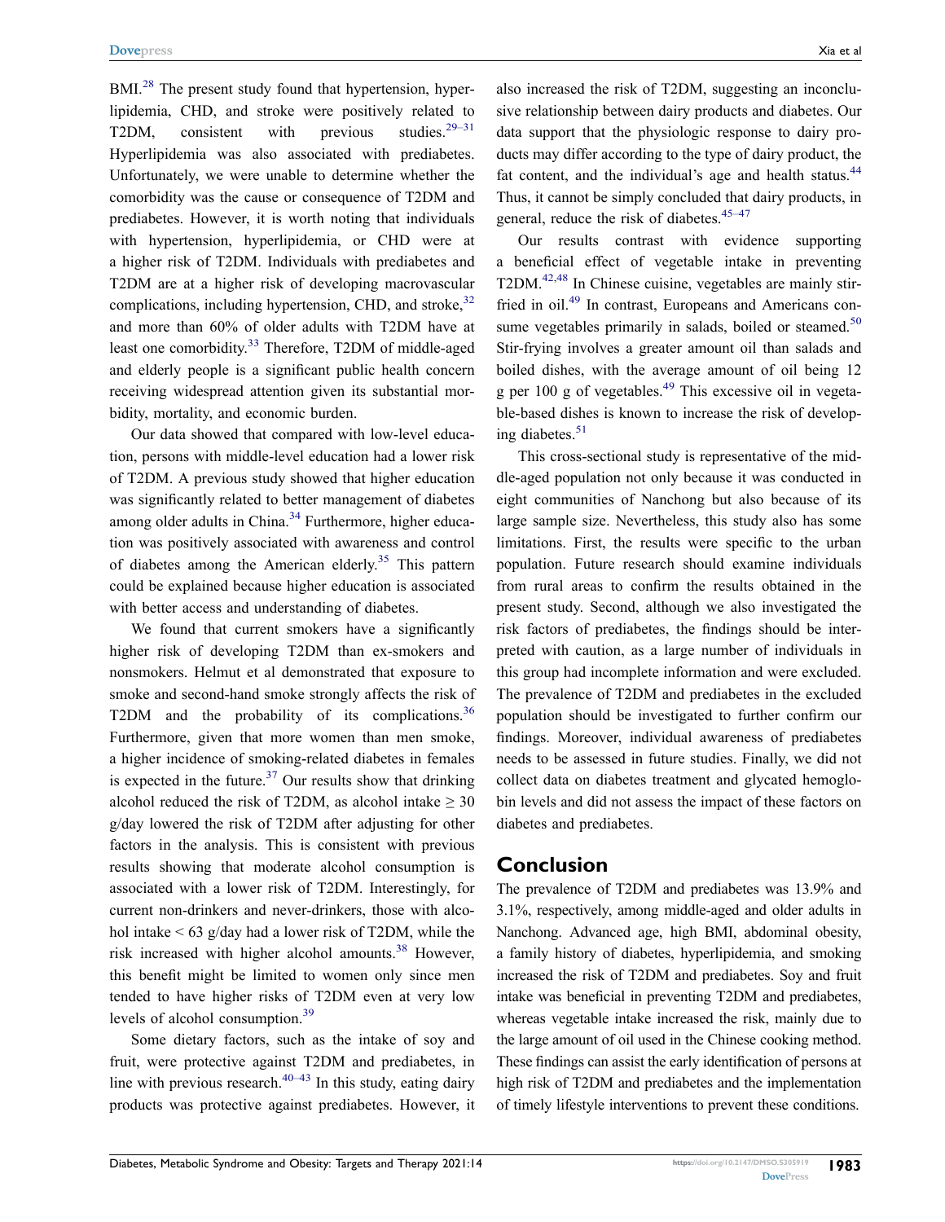BMI.[28] The present study found that hypertension, hyperlipidemia, CHD, and stroke were positively related to T2DM, consistent with previous studies.[29–31] Hyperlipidemia was also associated with prediabetes. Unfortunately, we were unable to determine whether the comorbidity was the cause or consequence of T2DM and prediabetes. However, it is worth noting that individuals with hypertension, hyperlipidemia, or CHD were at a higher risk of T2DM. Individuals with prediabetes and T2DM are at a higher risk of developing macrovascular complications, including hypertension, CHD, and stroke,[32] and more than 60% of older adults with T2DM have at least one comorbidity.[33] Therefore, T2DM of middle-aged and elderly people is a significant public health concern receiving widespread attention given its substantial morbidity, mortality, and economic burden.

Our data showed that compared with low-level education, persons with middle-level education had a lower risk of T2DM. A previous study showed that higher education was significantly related to better management of diabetes among older adults in China.[34] Furthermore, higher education was positively associated with awareness and control of diabetes among the American elderly.[35] This pattern could be explained because higher education is associated with better access and understanding of diabetes.

We found that current smokers have a significantly higher risk of developing T2DM than ex-smokers and nonsmokers. Helmut et al demonstrated that exposure to smoke and second-hand smoke strongly affects the risk of T2DM and the probability of its complications.[36] Furthermore, given that more women than men smoke, a higher incidence of smoking-related diabetes in females is expected in the future.[37] Our results show that drinking alcohol reduced the risk of T2DM, as alcohol intake ≥ 30 g/day lowered the risk of T2DM after adjusting for other factors in the analysis. This is consistent with previous results showing that moderate alcohol consumption is associated with a lower risk of T2DM. Interestingly, for current non-drinkers and never-drinkers, those with alcohol intake < 63 g/day had a lower risk of T2DM, while the risk increased with higher alcohol amounts.[38] However, this benefit might be limited to women only since men tended to have higher risks of T2DM even at very low levels of alcohol consumption.[39]

Some dietary factors, such as the intake of soy and fruit, were protective against T2DM and prediabetes, in line with previous research.[40–43] In this study, eating dairy products was protective against prediabetes. However, it also increased the risk of T2DM, suggesting an inconclusive relationship between dairy products and diabetes. Our data support that the physiologic response to dairy products may differ according to the type of dairy product, the fat content, and the individual's age and health status.[44] Thus, it cannot be simply concluded that dairy products, in general, reduce the risk of diabetes.[45–47]

Our results contrast with evidence supporting a beneficial effect of vegetable intake in preventing T2DM.[42,48] In Chinese cuisine, vegetables are mainly stir-fried in oil.[49] In contrast, Europeans and Americans consume vegetables primarily in salads, boiled or steamed.[50] Stir-frying involves a greater amount oil than salads and boiled dishes, with the average amount of oil being 12 g per 100 g of vegetables.[49] This excessive oil in vegetable-based dishes is known to increase the risk of developing diabetes.[51]

This cross-sectional study is representative of the middle-aged population not only because it was conducted in eight communities of Nanchong but also because of its large sample size. Nevertheless, this study also has some limitations. First, the results were specific to the urban population. Future research should examine individuals from rural areas to confirm the results obtained in the present study. Second, although we also investigated the risk factors of prediabetes, the findings should be interpreted with caution, as a large number of individuals in this group had incomplete information and were excluded. The prevalence of T2DM and prediabetes in the excluded population should be investigated to further confirm our findings. Moreover, individual awareness of prediabetes needs to be assessed in future studies. Finally, we did not collect data on diabetes treatment and glycated hemoglobin levels and did not assess the impact of these factors on diabetes and prediabetes.

## Conclusion

The prevalence of T2DM and prediabetes was 13.9% and 3.1%, respectively, among middle-aged and older adults in Nanchong. Advanced age, high BMI, abdominal obesity, a family history of diabetes, hyperlipidemia, and smoking increased the risk of T2DM and prediabetes. Soy and fruit intake was beneficial in preventing T2DM and prediabetes, whereas vegetable intake increased the risk, mainly due to the large amount of oil used in the Chinese cooking method. These findings can assist the early identification of persons at high risk of T2DM and prediabetes and the implementation of timely lifestyle interventions to prevent these conditions.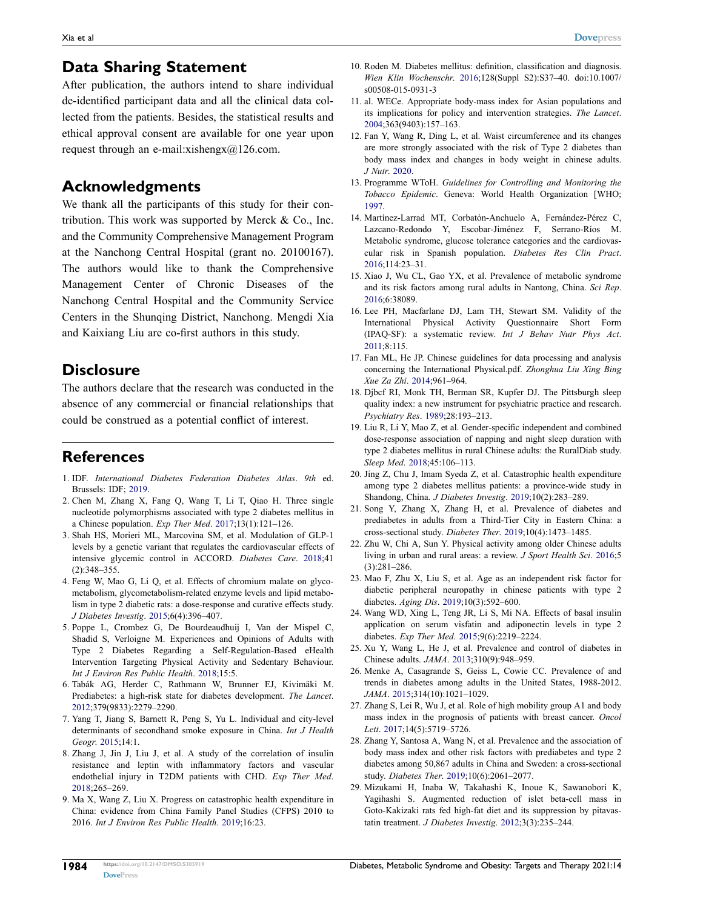## Data Sharing Statement

After publication, the authors intend to share individual de-identified participant data and all the clinical data collected from the patients. Besides, the statistical results and ethical approval consent are available for one year upon request through an e-mail:xishengx@126.com.

## Acknowledgments

We thank all the participants of this study for their contribution. This work was supported by Merck & Co., Inc. and the Community Comprehensive Management Program at the Nanchong Central Hospital (grant no. 20100167). The authors would like to thank the Comprehensive Management Center of Chronic Diseases of the Nanchong Central Hospital and the Community Service Centers in the Shunqing District, Nanchong. Mengdi Xia and Kaixiang Liu are co-first authors in this study.

## Disclosure

The authors declare that the research was conducted in the absence of any commercial or financial relationships that could be construed as a potential conflict of interest.

## References

1. IDF. *International Diabetes Federation Diabetes Atlas*. *9th* ed. Brussels: IDF; 2019.
2. Chen M, Zhang X, Fang Q, Wang T, Li T, Qiao H. Three single nucleotide polymorphisms associated with type 2 diabetes mellitus in a Chinese population. *Exp Ther Med*. 2017;13(1):121–126.
3. Shah HS, Morieri ML, Marcovina SM, et al. Modulation of GLP-1 levels by a genetic variant that regulates the cardiovascular effects of intensive glycemic control in ACCORD. *Diabetes Care*. 2018;41(2):348–355.
4. Feng W, Mao G, Li Q, et al. Effects of chromium malate on glycometabolism, glycometabolism-related enzyme levels and lipid metabolism in type 2 diabetic rats: a dose-response and curative effects study. *J Diabetes Investig*. 2015;6(4):396–407.
5. Poppe L, Crombez G, De Bourdeaudhuij I, Van der Mispel C, Shadid S, Verloigne M. Experiences and Opinions of Adults with Type 2 Diabetes Regarding a Self-Regulation-Based eHealth Intervention Targeting Physical Activity and Sedentary Behaviour. *Int J Environ Res Public Health*. 2018;15:5.
6. Tabák AG, Herder C, Rathmann W, Brunner EJ, Kivimäki M. Prediabetes: a high-risk state for diabetes development. *The Lancet*. 2012;379(9833):2279–2290.
7. Yang T, Jiang S, Barnett R, Peng S, Yu L. Individual and city-level determinants of secondhand smoke exposure in China. *Int J Health Geogr*. 2015;14:1.
8. Zhang J, Jin J, Liu J, et al. A study of the correlation of insulin resistance and leptin with inflammatory factors and vascular endothelial injury in T2DM patients with CHD. *Exp Ther Med*. 2018;265–269.
9. Ma X, Wang Z, Liu X. Progress on catastrophic health expenditure in China: evidence from China Family Panel Studies (CFPS) 2010 to 2016. *Int J Environ Res Public Health*. 2019;16:23.
10. Roden M. Diabetes mellitus: definition, classification and diagnosis. *Wien Klin Wochenschr*. 2016;128(Suppl S2):S37–40. doi:10.1007/s00508-015-0931-3
11. al. WECe. Appropriate body-mass index for Asian populations and its implications for policy and intervention strategies. *The Lancet*. 2004;363(9403):157–163.
12. Fan Y, Wang R, Ding L, et al. Waist circumference and its changes are more strongly associated with the risk of Type 2 diabetes than body mass index and changes in body weight in chinese adults. *J Nutr*. 2020.
13. Programme WToH. *Guidelines for Controlling and Monitoring the Tobacco Epidemic*. Geneva: World Health Organization [WHO; 1997.
14. Martínez-Larrad MT, Corbatón-Anchuelo A, Fernández-Pérez C, Lazcano-Redondo Y, Escobar-Jiménez F, Serrano-Ríos M. Metabolic syndrome, glucose tolerance categories and the cardiovascular risk in Spanish population. *Diabetes Res Clin Pract*. 2016;114:23–31.
15. Xiao J, Wu CL, Gao YX, et al. Prevalence of metabolic syndrome and its risk factors among rural adults in Nantong, China. *Sci Rep*. 2016;6:38089.
16. Lee PH, Macfarlane DJ, Lam TH, Stewart SM. Validity of the International Physical Activity Questionnaire Short Form (IPAQ-SF): a systematic review. *Int J Behav Nutr Phys Act*. 2011;8:115.
17. Fan ML, He JP. Chinese guidelines for data processing and analysis concerning the International Physical.pdf. *Zhonghua Liu Xing Bing Xue Za Zhi*. 2014;961–964.
18. Djbcf RI, Monk TH, Berman SR, Kupfer DJ. The Pittsburgh sleep quality index: a new instrument for psychiatric practice and research. *Psychiatry Res*. 1989;28:193–213.
19. Liu R, Li Y, Mao Z, et al. Gender-specific independent and combined dose-response association of napping and night sleep duration with type 2 diabetes mellitus in rural Chinese adults: the RuralDiab study. *Sleep Med*. 2018;45:106–113.
20. Jing Z, Chu J, Imam Syeda Z, et al. Catastrophic health expenditure among type 2 diabetes mellitus patients: a province-wide study in Shandong, China. *J Diabetes Investig*. 2019;10(2):283–289.
21. Song Y, Zhang X, Zhang H, et al. Prevalence of diabetes and prediabetes in adults from a Third-Tier City in Eastern China: a cross-sectional study. *Diabetes Ther*. 2019;10(4):1473–1485.
22. Zhu W, Chi A, Sun Y. Physical activity among older Chinese adults living in urban and rural areas: a review. *J Sport Health Sci*. 2016;5(3):281–286.
23. Mao F, Zhu X, Liu S, et al. Age as an independent risk factor for diabetic peripheral neuropathy in chinese patients with type 2 diabetes. *Aging Dis*. 2019;10(3):592–600.
24. Wang WD, Xing L, Teng JR, Li S, Mi NA. Effects of basal insulin application on serum visfatin and adiponectin levels in type 2 diabetes. *Exp Ther Med*. 2015;9(6):2219–2224.
25. Xu Y, Wang L, He J, et al. Prevalence and control of diabetes in Chinese adults. *JAMA*. 2013;310(9):948–959.
26. Menke A, Casagrande S, Geiss L, Cowie CC. Prevalence of and trends in diabetes among adults in the United States, 1988-2012. *JAMA*. 2015;314(10):1021–1029.
27. Zhang S, Lei R, Wu J, et al. Role of high mobility group A1 and body mass index in the prognosis of patients with breast cancer. *Oncol Lett*. 2017;14(5):5719–5726.
28. Zhang Y, Santosa A, Wang N, et al. Prevalence and the association of body mass index and other risk factors with prediabetes and type 2 diabetes among 50,867 adults in China and Sweden: a cross-sectional study. *Diabetes Ther*. 2019;10(6):2061–2077.
29. Mizukami H, Inaba W, Takahashi K, Inoue K, Sawanobori K, Yagihashi S. Augmented reduction of islet beta-cell mass in Goto-Kakizaki rats fed high-fat diet and its suppression by pitavastatin treatment. *J Diabetes Investig*. 2012;3(3):235–244.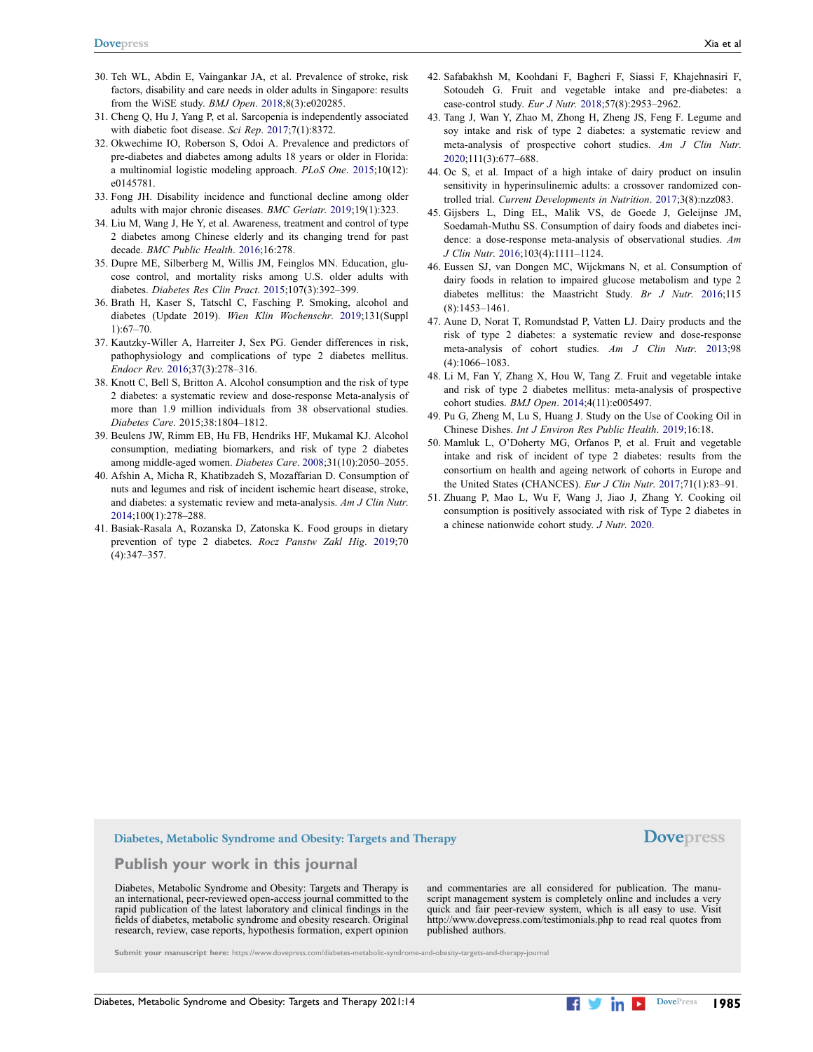30. Teh WL, Abdin E, Vaingankar JA, et al. Prevalence of stroke, risk factors, disability and care needs in older adults in Singapore: results from the WiSE study. *BMJ Open*. 2018;8(3):e020285.
31. Cheng Q, Hu J, Yang P, et al. Sarcopenia is independently associated with diabetic foot disease. *Sci Rep*. 2017;7(1):8372.
32. Okwechime IO, Roberson S, Odoi A. Prevalence and predictors of pre-diabetes and diabetes among adults 18 years or older in Florida: a multinomial logistic modeling approach. *PLoS One*. 2015;10(12):e0145781.
33. Fong JH. Disability incidence and functional decline among older adults with major chronic diseases. *BMC Geriatr*. 2019;19(1):323.
34. Liu M, Wang J, He Y, et al. Awareness, treatment and control of type 2 diabetes among Chinese elderly and its changing trend for past decade. *BMC Public Health*. 2016;16:278.
35. Dupre ME, Silberberg M, Willis JM, Feinglos MN. Education, glucose control, and mortality risks among U.S. older adults with diabetes. *Diabetes Res Clin Pract*. 2015;107(3):392–399.
36. Brath H, Kaser S, Tatschl C, Fasching P. Smoking, alcohol and diabetes (Update 2019). *Wien Klin Wochenschr*. 2019;131(Suppl 1):67–70.
37. Kautzky-Willer A, Harreiter J, Sex PG. Gender differences in risk, pathophysiology and complications of type 2 diabetes mellitus. *Endocr Rev*. 2016;37(3):278–316.
38. Knott C, Bell S, Britton A. Alcohol consumption and the risk of type 2 diabetes: a systematic review and dose-response Meta-analysis of more than 1.9 million individuals from 38 observational studies. *Diabetes Care*. 2015;38:1804–1812.
39. Beulens JW, Rimm EB, Hu FB, Hendriks HF, Mukamal KJ. Alcohol consumption, mediating biomarkers, and risk of type 2 diabetes among middle-aged women. *Diabetes Care*. 2008;31(10):2050–2055.
40. Afshin A, Micha R, Khatibzadeh S, Mozaffarian D. Consumption of nuts and legumes and risk of incident ischemic heart disease, stroke, and diabetes: a systematic review and meta-analysis. *Am J Clin Nutr*. 2014;100(1):278–288.
41. Basiak-Rasala A, Rozanska D, Zatonska K. Food groups in dietary prevention of type 2 diabetes. *Rocz Panstw Zakl Hig*. 2019;70(4):347–357.
42. Safabakhsh M, Koohdani F, Bagheri F, Siassi F, Khajehnasiri F, Sotoudeh G. Fruit and vegetable intake and pre-diabetes: a case-control study. *Eur J Nutr*. 2018;57(8):2953–2962.
43. Tang J, Wan Y, Zhao M, Zhong H, Zheng JS, Feng F. Legume and soy intake and risk of type 2 diabetes: a systematic review and meta-analysis of prospective cohort studies. *Am J Clin Nutr*. 2020;111(3):677–688.
44. Oc S, et al. Impact of a high intake of dairy product on insulin sensitivity in hyperinsulinemic adults: a crossover randomized controlled trial. *Current Developments in Nutrition*. 2017;3(8):nzz083.
45. Gijsbers L, Ding EL, Malik VS, de Goede J, Geleijnse JM, Soedamah-Muthu SS. Consumption of dairy foods and diabetes incidence: a dose-response meta-analysis of observational studies. *Am J Clin Nutr*. 2016;103(4):1111–1124.
46. Eussen SJ, van Dongen MC, Wijckmans N, et al. Consumption of dairy foods in relation to impaired glucose metabolism and type 2 diabetes mellitus: the Maastricht Study. *Br J Nutr*. 2016;115(8):1453–1461.
47. Aune D, Norat T, Romundstad P, Vatten LJ. Dairy products and the risk of type 2 diabetes: a systematic review and dose-response meta-analysis of cohort studies. *Am J Clin Nutr*. 2013;98(4):1066–1083.
48. Li M, Fan Y, Zhang X, Hou W, Tang Z. Fruit and vegetable intake and risk of type 2 diabetes mellitus: meta-analysis of prospective cohort studies. *BMJ Open*. 2014;4(11):e005497.
49. Pu G, Zheng M, Lu S, Huang J. Study on the Use of Cooking Oil in Chinese Dishes. *Int J Environ Res Public Health*. 2019;16:18.
50. Mamluk L, O'Doherty MG, Orfanos P, et al. Fruit and vegetable intake and risk of incident of type 2 diabetes: results from the consortium on health and ageing network of cohorts in Europe and the United States (CHANCES). *Eur J Clin Nutr*. 2017;71(1):83–91.
51. Zhuang P, Mao L, Wu F, Wang J, Jiao J, Zhang Y. Cooking oil consumption is positively associated with risk of Type 2 diabetes in a chinese nationwide cohort study. *J Nutr*. 2020.

**Diabetes, Metabolic Syndrome and Obesity: Targets and Therapy**

## Publish your work in this journal

Diabetes, Metabolic Syndrome and Obesity: Targets and Therapy is an international, peer-reviewed open-access journal committed to the rapid publication of the latest laboratory and clinical findings in the fields of diabetes, metabolic syndrome and obesity research. Original research, review, case reports, hypothesis formation, expert opinion and commentaries are all considered for publication. The manuscript management system is completely online and includes a very quick and fair peer-review system, which is all easy to use. Visit http://www.dovepress.com/testimonials.php to read real quotes from published authors.

**Submit your manuscript here:** https://www.dovepress.com/diabetes-metabolic-syndrome-and-obesity-targets-and-therapy-journal